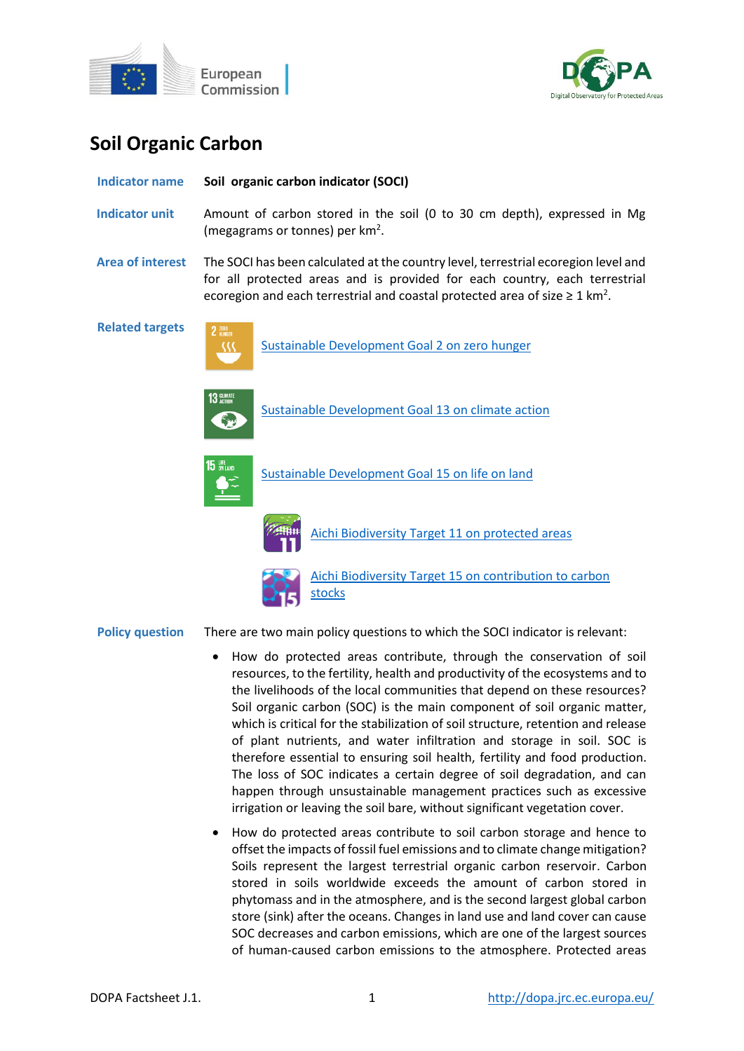# Soil Organic Carbon

**Indicator name** — **Soil organic carbon indicator (SOCI)**

**Indicator unit** — Amount of carbon stored in the soil (0 to 30 cm depth), expressed in Mg (megagrams or tonnes) per $km^2$.

**Area of interest** — The SOCI has been calculated at the country level, terrestrial ecoregion level and for all protected areas and is provided for each country, each terrestrial ecoregion and each terrestrial and coastal protected area of size ≥ 1 $km^2$.

**Related targets**

- Sustainable Development Goal 2 on zero hunger
- Sustainable Development Goal 13 on climate action
- Sustainable Development Goal 15 on life on land
- Aichi Biodiversity Target 11 on protected areas
- Aichi Biodiversity Target 15 on contribution to carbon stocks

**Policy question** — There are two main policy questions to which the SOCI indicator is relevant:

- How do protected areas contribute, through the conservation of soil resources, to the fertility, health and productivity of the ecosystems and to the livelihoods of the local communities that depend on these resources? Soil organic carbon (SOC) is the main component of soil organic matter, which is critical for the stabilization of soil structure, retention and release of plant nutrients, and water infiltration and storage in soil. SOC is therefore essential to ensuring soil health, fertility and food production. The loss of SOC indicates a certain degree of soil degradation, and can happen through unsustainable management practices such as excessive irrigation or leaving the soil bare, without significant vegetation cover.
- How do protected areas contribute to soil carbon storage and hence to offset the impacts of fossil fuel emissions and to climate change mitigation? Soils represent the largest terrestrial organic carbon reservoir. Carbon stored in soils worldwide exceeds the amount of carbon stored in phytomass and in the atmosphere, and is the second largest global carbon store (sink) after the oceans. Changes in land use and land cover can cause SOC decreases and carbon emissions, which are one of the largest sources of human-caused carbon emissions to the atmosphere. Protected areas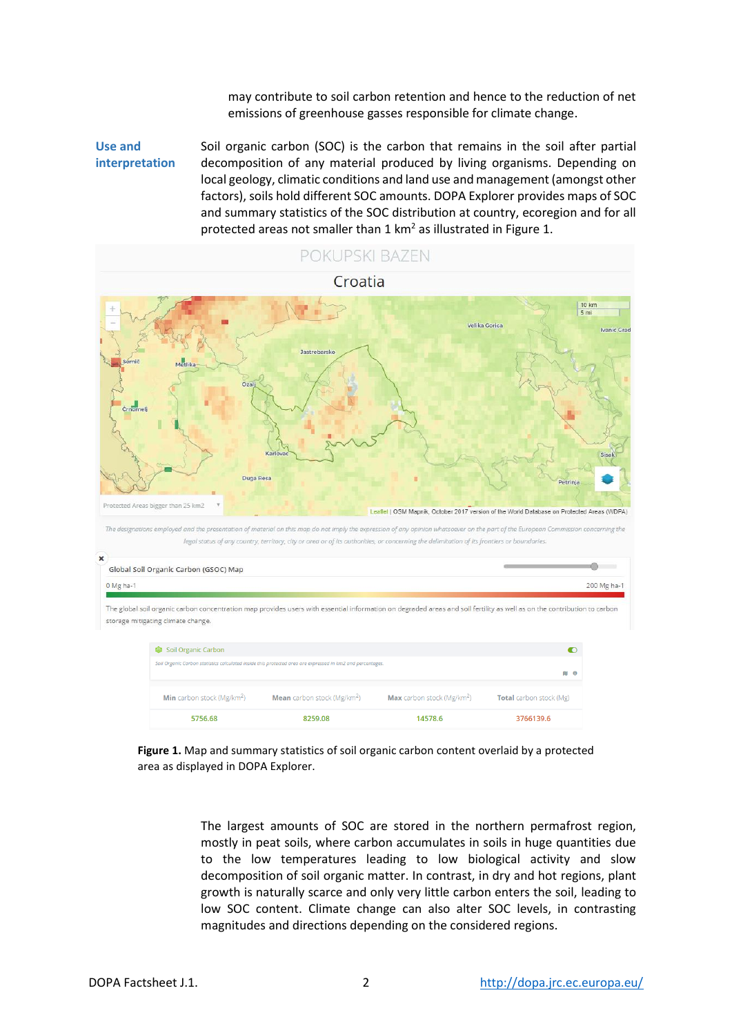may contribute to soil carbon retention and hence to the reduction of net emissions of greenhouse gasses responsible for climate change.

## Use and interpretation

Soil organic carbon (SOC) is the carbon that remains in the soil after partial decomposition of any material produced by living organisms. Depending on local geology, climatic conditions and land use and management (amongst other factors), soils hold different SOC amounts. DOPA Explorer provides maps of SOC and summary statistics of the SOC distribution at country, ecoregion and for all protected areas not smaller than 1 km$^2$ as illustrated in Figure 1.

POKUPSKI BAZEN

Croatia

Global Soil Organic Carbon (GSOC) Map

0 Mg ha-1

200 Mg ha-1

The global soil organic carbon concentration map provides users with essential information on degraded areas and soil fertility as well as on the contribution to carbon storage mitigating climate change.

Soil Organic Carbon

| Min carbon stock (Mg/km²) | Mean carbon stock (Mg/km²) | Max carbon stock (Mg/km²) | Total carbon stock (Mg) |
|---|---|---|---|
| 5756.68 | 8259.08 | 14578.6 | 3766139.6 |

**Figure 1.** Map and summary statistics of soil organic carbon content overlaid by a protected area as displayed in DOPA Explorer.

The largest amounts of SOC are stored in the northern permafrost region, mostly in peat soils, where carbon accumulates in soils in huge quantities due to the low temperatures leading to low biological activity and slow decomposition of soil organic matter. In contrast, in dry and hot regions, plant growth is naturally scarce and only very little carbon enters the soil, leading to low SOC content. Climate change can also alter SOC levels, in contrasting magnitudes and directions depending on the considered regions.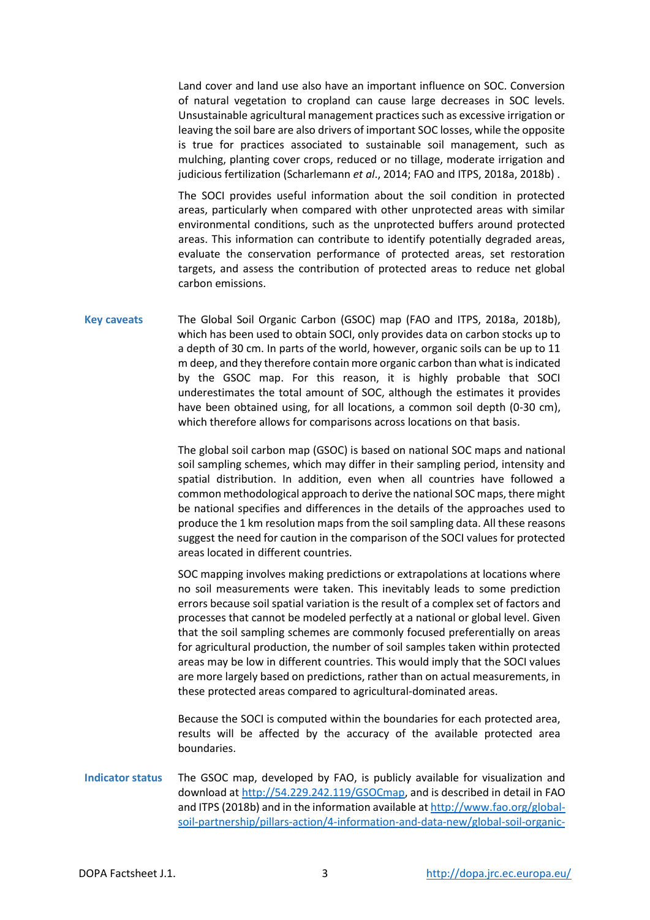Land cover and land use also have an important influence on SOC. Conversion of natural vegetation to cropland can cause large decreases in SOC levels. Unsustainable agricultural management practices such as excessive irrigation or leaving the soil bare are also drivers of important SOC losses, while the opposite is true for practices associated to sustainable soil management, such as mulching, planting cover crops, reduced or no tillage, moderate irrigation and judicious fertilization (Scharlemann *et al*., 2014; FAO and ITPS, 2018a, 2018b) .

The SOCI provides useful information about the soil condition in protected areas, particularly when compared with other unprotected areas with similar environmental conditions, such as the unprotected buffers around protected areas. This information can contribute to identify potentially degraded areas, evaluate the conservation performance of protected areas, set restoration targets, and assess the contribution of protected areas to reduce net global carbon emissions.

**Key caveats**

The Global Soil Organic Carbon (GSOC) map (FAO and ITPS, 2018a, 2018b), which has been used to obtain SOCI, only provides data on carbon stocks up to a depth of 30 cm. In parts of the world, however, organic soils can be up to 11 m deep, and they therefore contain more organic carbon than what is indicated by the GSOC map. For this reason, it is highly probable that SOCI underestimates the total amount of SOC, although the estimates it provides have been obtained using, for all locations, a common soil depth (0-30 cm), which therefore allows for comparisons across locations on that basis.

The global soil carbon map (GSOC) is based on national SOC maps and national soil sampling schemes, which may differ in their sampling period, intensity and spatial distribution. In addition, even when all countries have followed a common methodological approach to derive the national SOC maps, there might be national specifies and differences in the details of the approaches used to produce the 1 km resolution maps from the soil sampling data. All these reasons suggest the need for caution in the comparison of the SOCI values for protected areas located in different countries.

SOC mapping involves making predictions or extrapolations at locations where no soil measurements were taken. This inevitably leads to some prediction errors because soil spatial variation is the result of a complex set of factors and processes that cannot be modeled perfectly at a national or global level. Given that the soil sampling schemes are commonly focused preferentially on areas for agricultural production, the number of soil samples taken within protected areas may be low in different countries. This would imply that the SOCI values are more largely based on predictions, rather than on actual measurements, in these protected areas compared to agricultural-dominated areas.

Because the SOCI is computed within the boundaries for each protected area, results will be affected by the accuracy of the available protected area boundaries.

**Indicator status**

The GSOC map, developed by FAO, is publicly available for visualization and download at http://54.229.242.119/GSOCmap, and is described in detail in FAO and ITPS (2018b) and in the information available at http://www.fao.org/global-soil-partnership/pillars-action/4-information-and-data-new/global-soil-organic-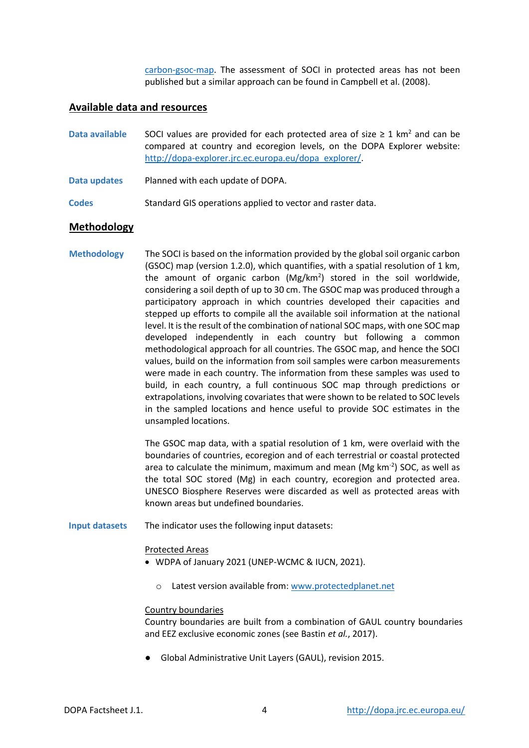carbon-gsoc-map. The assessment of SOCI in protected areas has not been published but a similar approach can be found in Campbell et al. (2008).

## Available data and resources

**Data available**

SOCI values are provided for each protected area of size ≥ 1 km$^2$ and can be compared at country and ecoregion levels, on the DOPA Explorer website: http://dopa-explorer.jrc.ec.europa.eu/dopa_explorer/.

**Data updates**

Planned with each update of DOPA.

**Codes**

Standard GIS operations applied to vector and raster data.

## Methodology

**Methodology**

The SOCI is based on the information provided by the global soil organic carbon (GSOC) map (version 1.2.0), which quantifies, with a spatial resolution of 1 km, the amount of organic carbon (Mg/km$^2$) stored in the soil worldwide, considering a soil depth of up to 30 cm. The GSOC map was produced through a participatory approach in which countries developed their capacities and stepped up efforts to compile all the available soil information at the national level. It is the result of the combination of national SOC maps, with one SOC map developed independently in each country but following a common methodological approach for all countries. The GSOC map, and hence the SOCI values, build on the information from soil samples were carbon measurements were made in each country. The information from these samples was used to build, in each country, a full continuous SOC map through predictions or extrapolations, involving covariates that were shown to be related to SOC levels in the sampled locations and hence useful to provide SOC estimates in the unsampled locations.

The GSOC map data, with a spatial resolution of 1 km, were overlaid with the boundaries of countries, ecoregion and of each terrestrial or coastal protected area to calculate the minimum, maximum and mean (Mg km$^{-2}$) SOC, as well as the total SOC stored (Mg) in each country, ecoregion and protected area. UNESCO Biosphere Reserves were discarded as well as protected areas with known areas but undefined boundaries.

**Input datasets**

The indicator uses the following input datasets:

Protected Areas

- WDPA of January 2021 (UNEP-WCMC & IUCN, 2021).
  - Latest version available from: www.protectedplanet.net

Country boundaries

Country boundaries are built from a combination of GAUL country boundaries and EEZ exclusive economic zones (see Bastin *et al.*, 2017).

- Global Administrative Unit Layers (GAUL), revision 2015.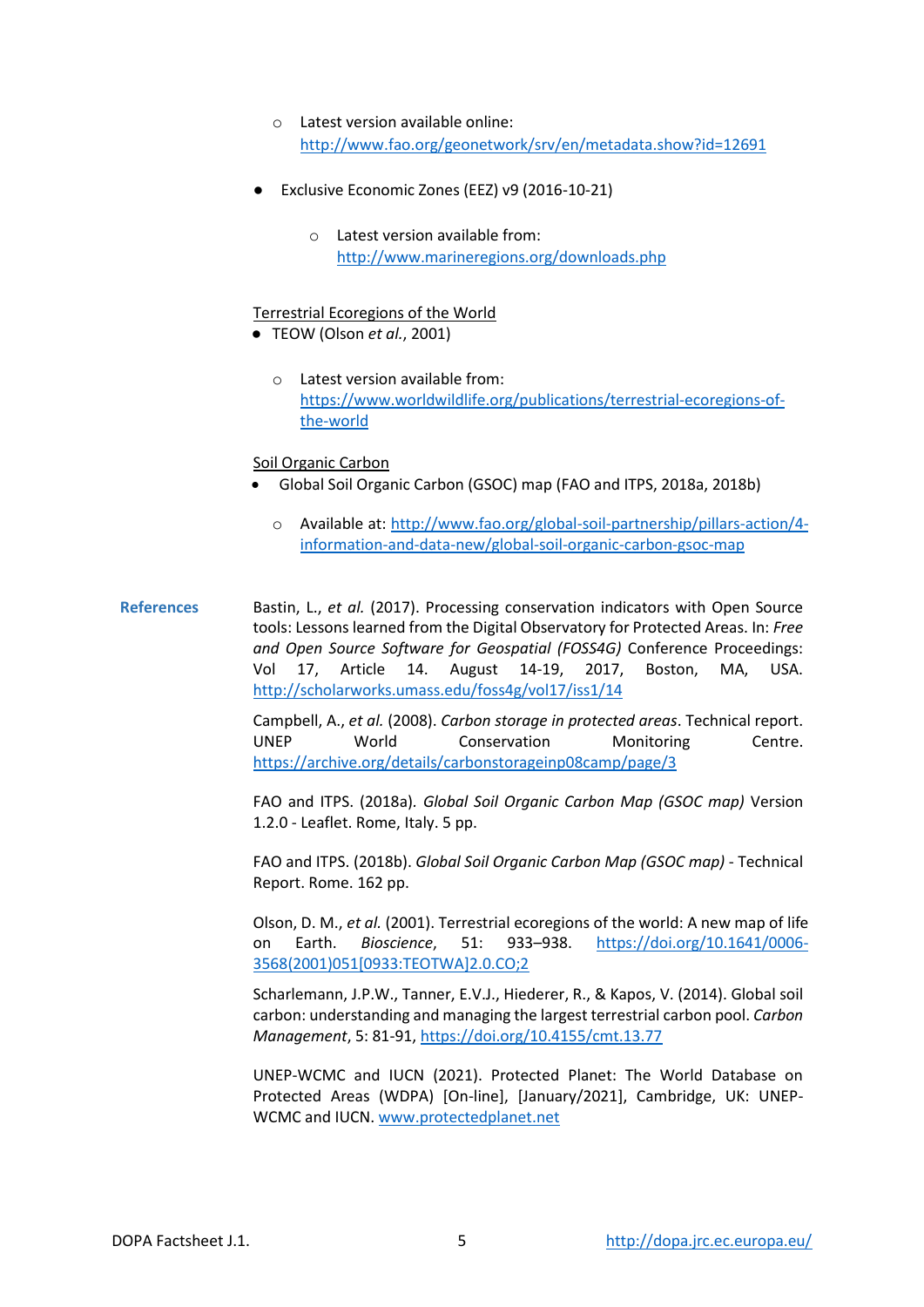- Latest version available online: http://www.fao.org/geonetwork/srv/en/metadata.show?id=12691

- Exclusive Economic Zones (EEZ) v9 (2016-10-21)

  - Latest version available from: http://www.marineregions.org/downloads.php

Terrestrial Ecoregions of the World

- TEOW (Olson *et al.*, 2001)

  - Latest version available from: https://www.worldwildlife.org/publications/terrestrial-ecoregions-of-the-world

Soil Organic Carbon

- Global Soil Organic Carbon (GSOC) map (FAO and ITPS, 2018a, 2018b)

  - Available at: http://www.fao.org/global-soil-partnership/pillars-action/4-information-and-data-new/global-soil-organic-carbon-gsoc-map

**References**

Bastin, L., *et al.* (2017). Processing conservation indicators with Open Source tools: Lessons learned from the Digital Observatory for Protected Areas. In: *Free and Open Source Software for Geospatial (FOSS4G)* Conference Proceedings: Vol 17, Article 14. August 14-19, 2017, Boston, MA, USA. http://scholarworks.umass.edu/foss4g/vol17/iss1/14

Campbell, A., *et al.* (2008). *Carbon storage in protected areas*. Technical report. UNEP World Conservation Monitoring Centre. https://archive.org/details/carbonstorageinp08camp/page/3

FAO and ITPS. (2018a). *Global Soil Organic Carbon Map (GSOC map)* Version 1.2.0 - Leaflet. Rome, Italy. 5 pp.

FAO and ITPS. (2018b). *Global Soil Organic Carbon Map (GSOC map)* - Technical Report. Rome. 162 pp.

Olson, D. M., *et al.* (2001). Terrestrial ecoregions of the world: A new map of life on Earth. *Bioscience*, 51: 933–938. https://doi.org/10.1641/0006-3568(2001)051[0933:TEOTWA]2.0.CO;2

Scharlemann, J.P.W., Tanner, E.V.J., Hiederer, R., & Kapos, V. (2014). Global soil carbon: understanding and managing the largest terrestrial carbon pool. *Carbon Management*, 5: 81-91, https://doi.org/10.4155/cmt.13.77

UNEP-WCMC and IUCN (2021). Protected Planet: The World Database on Protected Areas (WDPA) [On-line], [January/2021], Cambridge, UK: UNEP-WCMC and IUCN. www.protectedplanet.net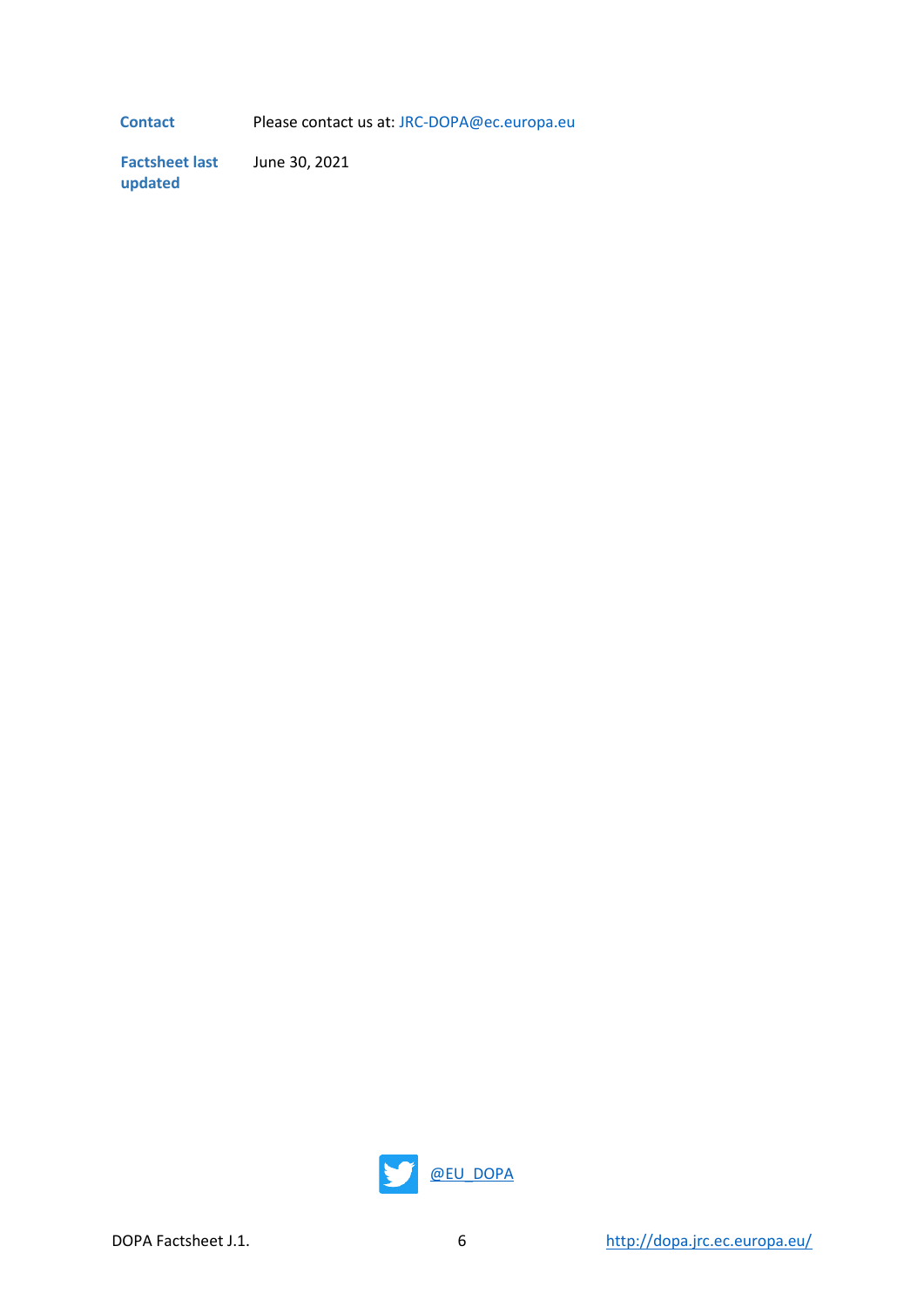| | |
|---|---|
| **Contact** | Please contact us at: JRC-DOPA@ec.europa.eu |
| **Factsheet last updated** | June 30, 2021 |

@EU_DOPA